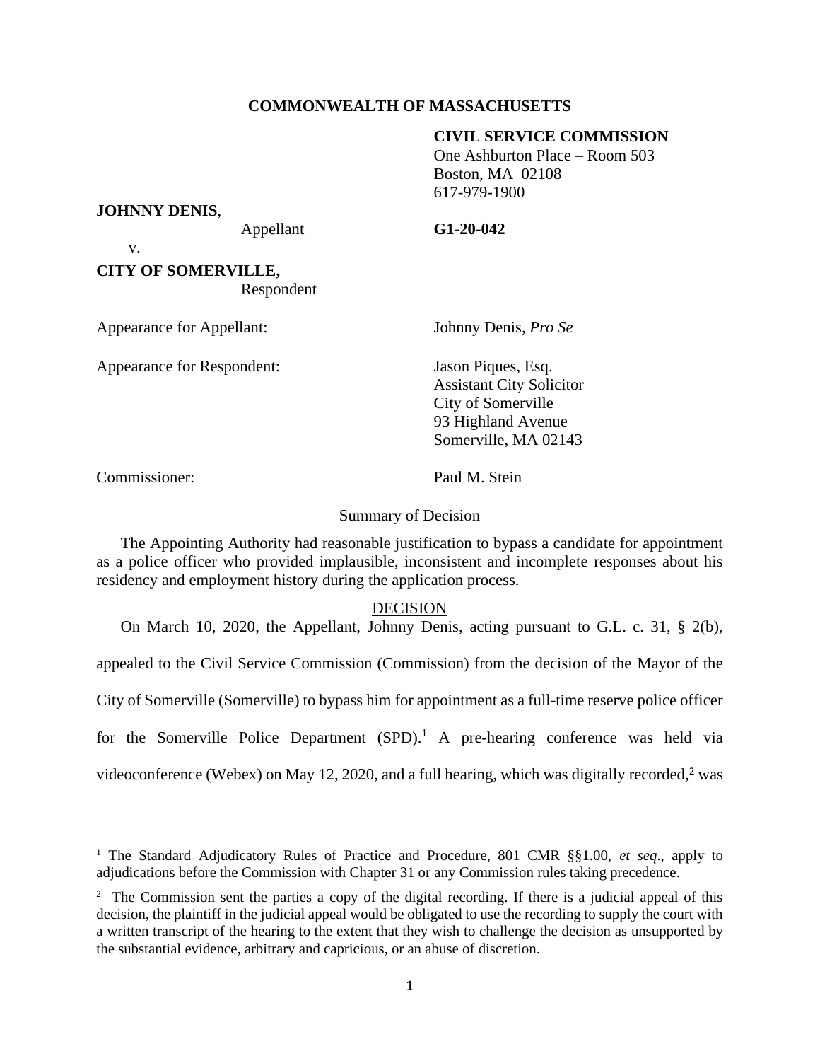**COMMONWEALTH OF MASSACHUSETTS**

**CIVIL SERVICE COMMISSION**
One Ashburton Place – Room 503
Boston, MA 02108
617-979-1900

**JOHNNY DENIS**,
Appellant

**G1-20-042**

v.

**CITY OF SOMERVILLE,**
Respondent

Appearance for Appellant: Johnny Denis, *Pro Se*

Appearance for Respondent: Jason Piques, Esq.
Assistant City Solicitor
City of Somerville
93 Highland Avenue
Somerville, MA 02143

Commissioner: Paul M. Stein

Summary of Decision

The Appointing Authority had reasonable justification to bypass a candidate for appointment as a police officer who provided implausible, inconsistent and incomplete responses about his residency and employment history during the application process.

DECISION

On March 10, 2020, the Appellant, Johnny Denis, acting pursuant to G.L. c. 31, § 2(b), appealed to the Civil Service Commission (Commission) from the decision of the Mayor of the City of Somerville (Somerville) to bypass him for appointment as a full-time reserve police officer for the Somerville Police Department (SPD).[1] A pre-hearing conference was held via videoconference (Webex) on May 12, 2020, and a full hearing, which was digitally recorded,[2] was

---

[1] The Standard Adjudicatory Rules of Practice and Procedure, 801 CMR §§1.00, *et seq*., apply to adjudications before the Commission with Chapter 31 or any Commission rules taking precedence.

[2] The Commission sent the parties a copy of the digital recording. If there is a judicial appeal of this decision, the plaintiff in the judicial appeal would be obligated to use the recording to supply the court with a written transcript of the hearing to the extent that they wish to challenge the decision as unsupported by the substantial evidence, arbitrary and capricious, or an abuse of discretion.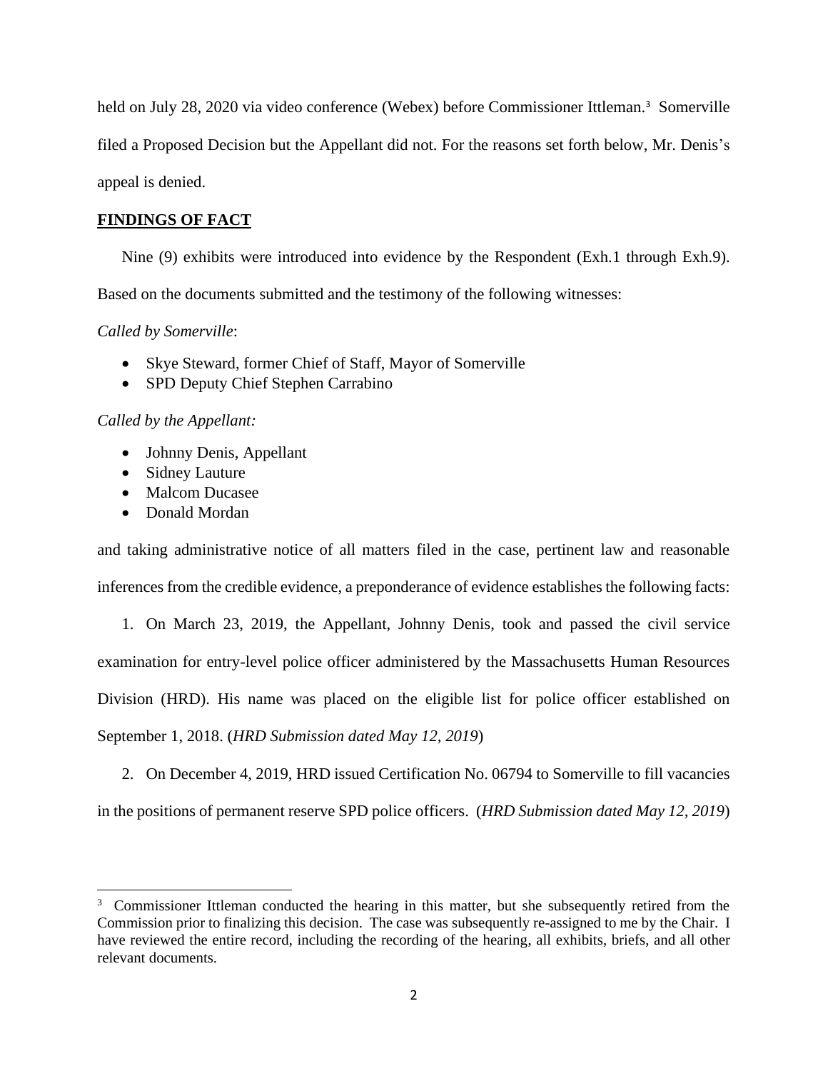held on July 28, 2020 via video conference (Webex) before Commissioner Ittleman.[3] Somerville filed a Proposed Decision but the Appellant did not. For the reasons set forth below, Mr. Denis's appeal is denied.

**FINDINGS OF FACT**

Nine (9) exhibits were introduced into evidence by the Respondent (Exh.1 through Exh.9). Based on the documents submitted and the testimony of the following witnesses:

*Called by Somerville*:

- Skye Steward, former Chief of Staff, Mayor of Somerville
- SPD Deputy Chief Stephen Carrabino

*Called by the Appellant:*

- Johnny Denis, Appellant
- Sidney Lauture
- Malcom Ducasee
- Donald Mordan

and taking administrative notice of all matters filed in the case, pertinent law and reasonable inferences from the credible evidence, a preponderance of evidence establishes the following facts:

1. On March 23, 2019, the Appellant, Johnny Denis, took and passed the civil service examination for entry-level police officer administered by the Massachusetts Human Resources Division (HRD). His name was placed on the eligible list for police officer established on September 1, 2018. (*HRD Submission dated May 12, 2019*)

2. On December 4, 2019, HRD issued Certification No. 06794 to Somerville to fill vacancies in the positions of permanent reserve SPD police officers. (*HRD Submission dated May 12, 2019*)

---

[3] Commissioner Ittleman conducted the hearing in this matter, but she subsequently retired from the Commission prior to finalizing this decision. The case was subsequently re-assigned to me by the Chair. I have reviewed the entire record, including the recording of the hearing, all exhibits, briefs, and all other relevant documents.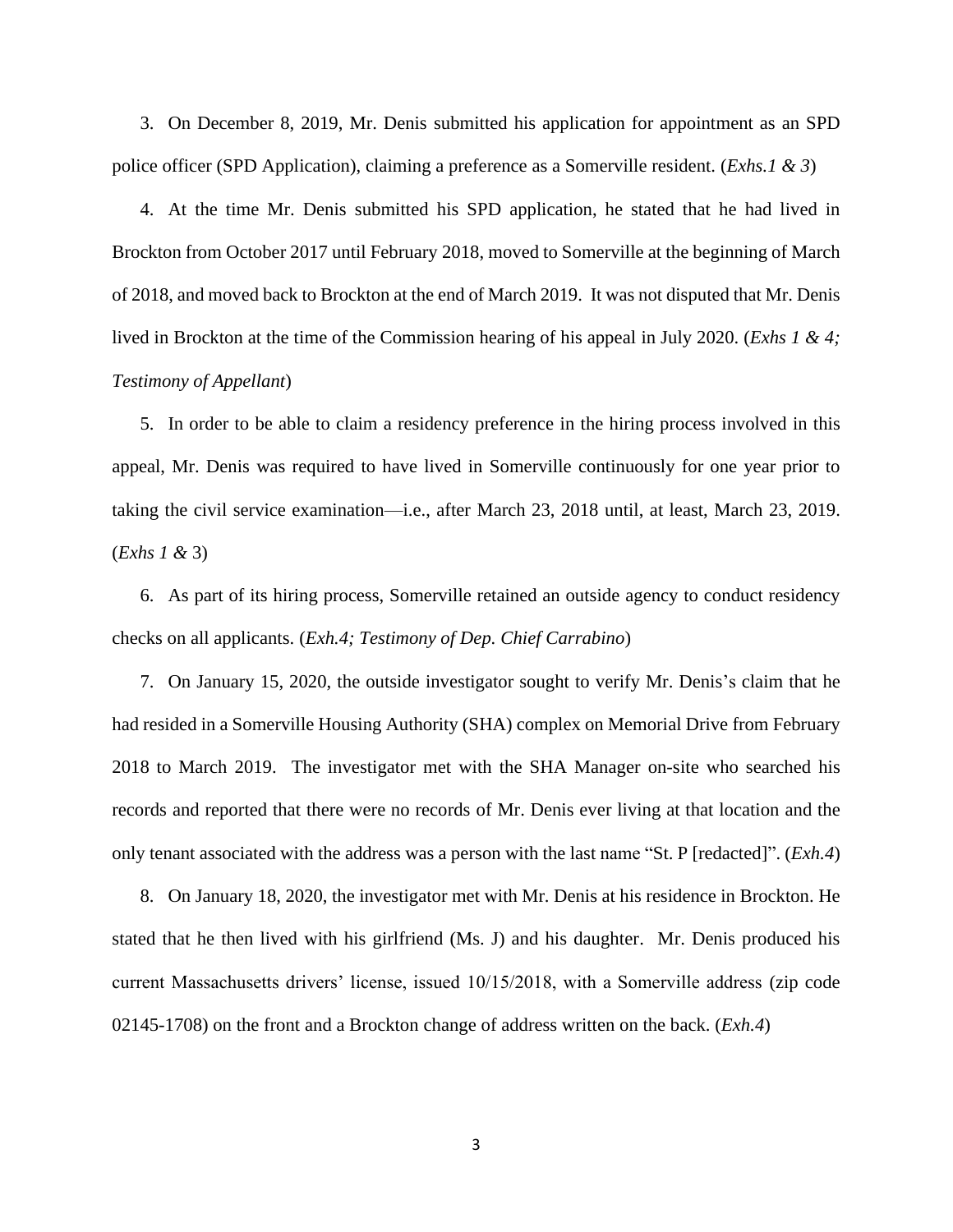3. On December 8, 2019, Mr. Denis submitted his application for appointment as an SPD police officer (SPD Application), claiming a preference as a Somerville resident. (*Exhs.1 & 3*)

4. At the time Mr. Denis submitted his SPD application, he stated that he had lived in Brockton from October 2017 until February 2018, moved to Somerville at the beginning of March of 2018, and moved back to Brockton at the end of March 2019. It was not disputed that Mr. Denis lived in Brockton at the time of the Commission hearing of his appeal in July 2020. (*Exhs 1 & 4; Testimony of Appellant*)

5. In order to be able to claim a residency preference in the hiring process involved in this appeal, Mr. Denis was required to have lived in Somerville continuously for one year prior to taking the civil service examination—i.e., after March 23, 2018 until, at least, March 23, 2019. (*Exhs 1 &* 3)

6. As part of its hiring process, Somerville retained an outside agency to conduct residency checks on all applicants. (*Exh.4; Testimony of Dep. Chief Carrabino*)

7. On January 15, 2020, the outside investigator sought to verify Mr. Denis's claim that he had resided in a Somerville Housing Authority (SHA) complex on Memorial Drive from February 2018 to March 2019. The investigator met with the SHA Manager on-site who searched his records and reported that there were no records of Mr. Denis ever living at that location and the only tenant associated with the address was a person with the last name "St. P [redacted]". (*Exh.4*)

8. On January 18, 2020, the investigator met with Mr. Denis at his residence in Brockton. He stated that he then lived with his girlfriend (Ms. J) and his daughter. Mr. Denis produced his current Massachusetts drivers' license, issued 10/15/2018, with a Somerville address (zip code 02145-1708) on the front and a Brockton change of address written on the back. (*Exh.4*)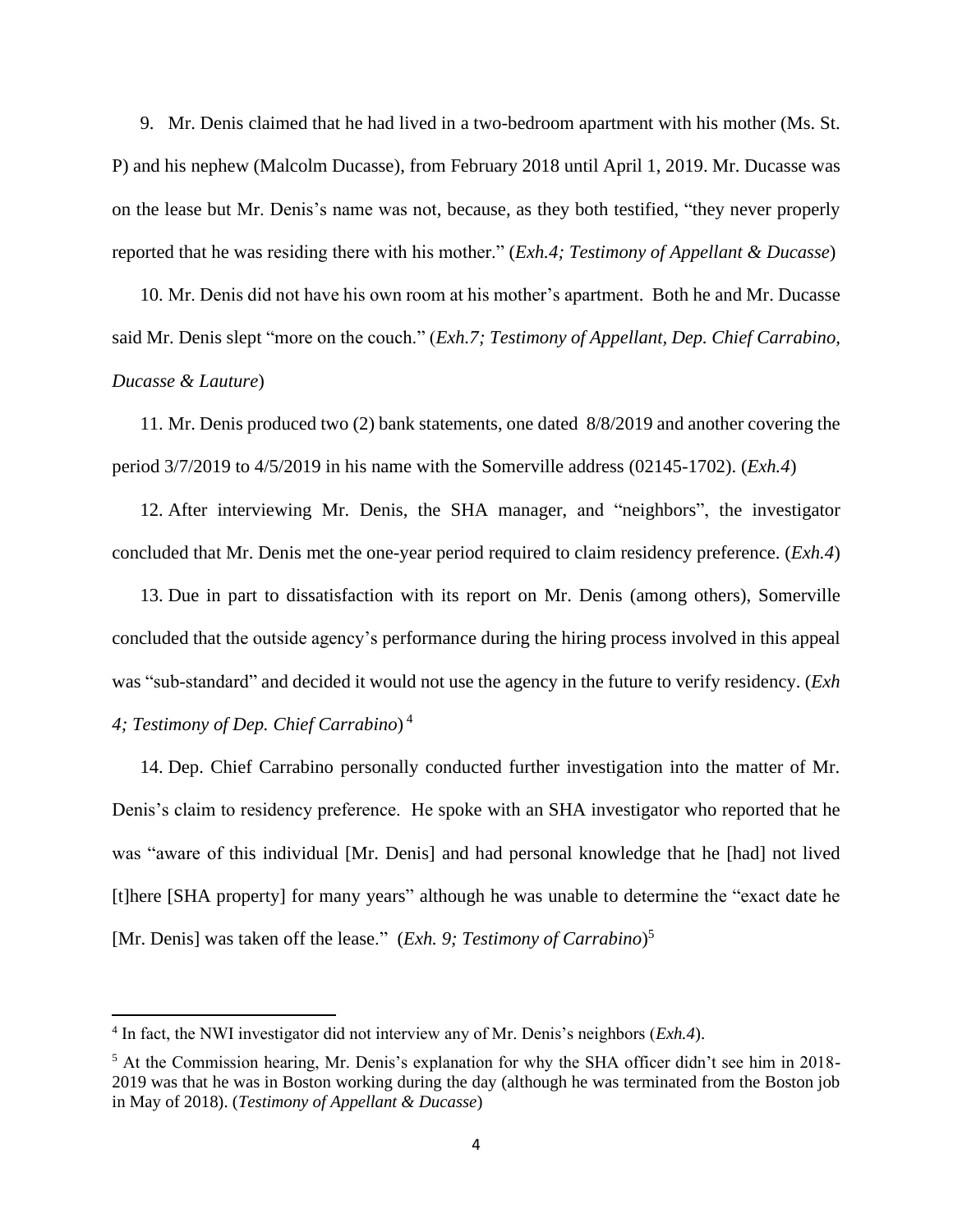9. Mr. Denis claimed that he had lived in a two-bedroom apartment with his mother (Ms. St. P) and his nephew (Malcolm Ducasse), from February 2018 until April 1, 2019. Mr. Ducasse was on the lease but Mr. Denis's name was not, because, as they both testified, "they never properly reported that he was residing there with his mother." (*Exh.4; Testimony of Appellant & Ducasse*)

10. Mr. Denis did not have his own room at his mother's apartment. Both he and Mr. Ducasse said Mr. Denis slept "more on the couch." (*Exh.7; Testimony of Appellant, Dep. Chief Carrabino, Ducasse & Lauture*)

11. Mr. Denis produced two (2) bank statements, one dated 8/8/2019 and another covering the period 3/7/2019 to 4/5/2019 in his name with the Somerville address (02145-1702). (*Exh.4*)

12. After interviewing Mr. Denis, the SHA manager, and "neighbors", the investigator concluded that Mr. Denis met the one-year period required to claim residency preference. (*Exh.4*)

13. Due in part to dissatisfaction with its report on Mr. Denis (among others), Somerville concluded that the outside agency's performance during the hiring process involved in this appeal was "sub-standard" and decided it would not use the agency in the future to verify residency. (*Exh 4; Testimony of Dep. Chief Carrabino*) [4]

14. Dep. Chief Carrabino personally conducted further investigation into the matter of Mr. Denis's claim to residency preference. He spoke with an SHA investigator who reported that he was "aware of this individual [Mr. Denis] and had personal knowledge that he [had] not lived [t]here [SHA property] for many years" although he was unable to determine the "exact date he [Mr. Denis] was taken off the lease." (*Exh. 9; Testimony of Carrabino*)[5]

---

[4] In fact, the NWI investigator did not interview any of Mr. Denis's neighbors (*Exh.4*).

[5] At the Commission hearing, Mr. Denis's explanation for why the SHA officer didn't see him in 2018-2019 was that he was in Boston working during the day (although he was terminated from the Boston job in May of 2018). (*Testimony of Appellant & Ducasse*)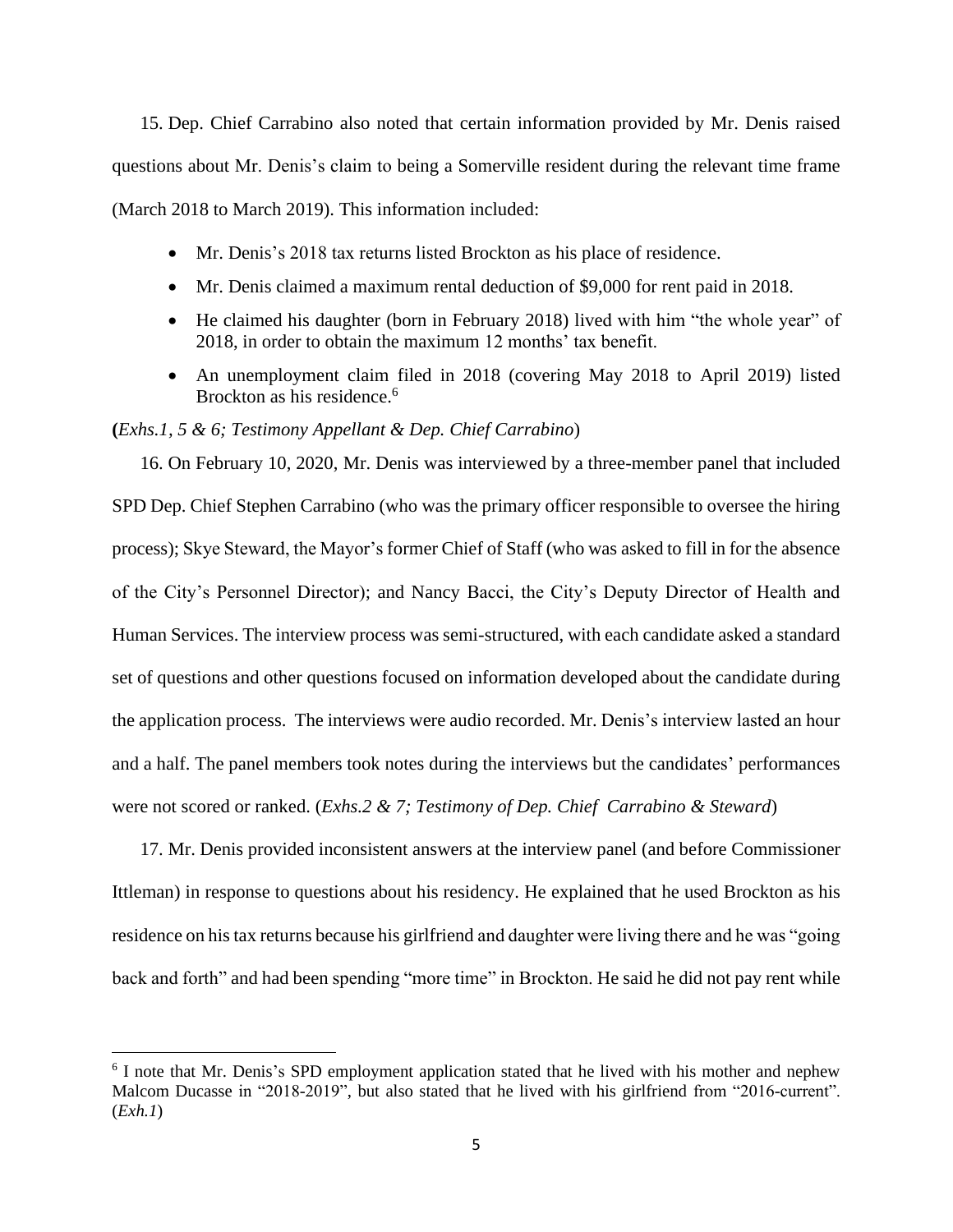15. Dep. Chief Carrabino also noted that certain information provided by Mr. Denis raised questions about Mr. Denis's claim to being a Somerville resident during the relevant time frame (March 2018 to March 2019). This information included:

- Mr. Denis's 2018 tax returns listed Brockton as his place of residence.
- Mr. Denis claimed a maximum rental deduction of $9,000 for rent paid in 2018.
- He claimed his daughter (born in February 2018) lived with him "the whole year" of 2018, in order to obtain the maximum 12 months' tax benefit.
- An unemployment claim filed in 2018 (covering May 2018 to April 2019) listed Brockton as his residence.[6]

**(***Exhs.1, 5 & 6; Testimony Appellant & Dep. Chief Carrabino*)

16. On February 10, 2020, Mr. Denis was interviewed by a three-member panel that included SPD Dep. Chief Stephen Carrabino (who was the primary officer responsible to oversee the hiring process); Skye Steward, the Mayor's former Chief of Staff (who was asked to fill in for the absence of the City's Personnel Director); and Nancy Bacci, the City's Deputy Director of Health and Human Services. The interview process was semi-structured, with each candidate asked a standard set of questions and other questions focused on information developed about the candidate during the application process. The interviews were audio recorded. Mr. Denis's interview lasted an hour and a half. The panel members took notes during the interviews but the candidates' performances were not scored or ranked. (*Exhs.2 & 7; Testimony of Dep. Chief Carrabino & Steward*)

17. Mr. Denis provided inconsistent answers at the interview panel (and before Commissioner Ittleman) in response to questions about his residency. He explained that he used Brockton as his residence on his tax returns because his girlfriend and daughter were living there and he was "going back and forth" and had been spending "more time" in Brockton. He said he did not pay rent while

[6] I note that Mr. Denis's SPD employment application stated that he lived with his mother and nephew Malcom Ducasse in "2018-2019", but also stated that he lived with his girlfriend from "2016-current". (*Exh.1*)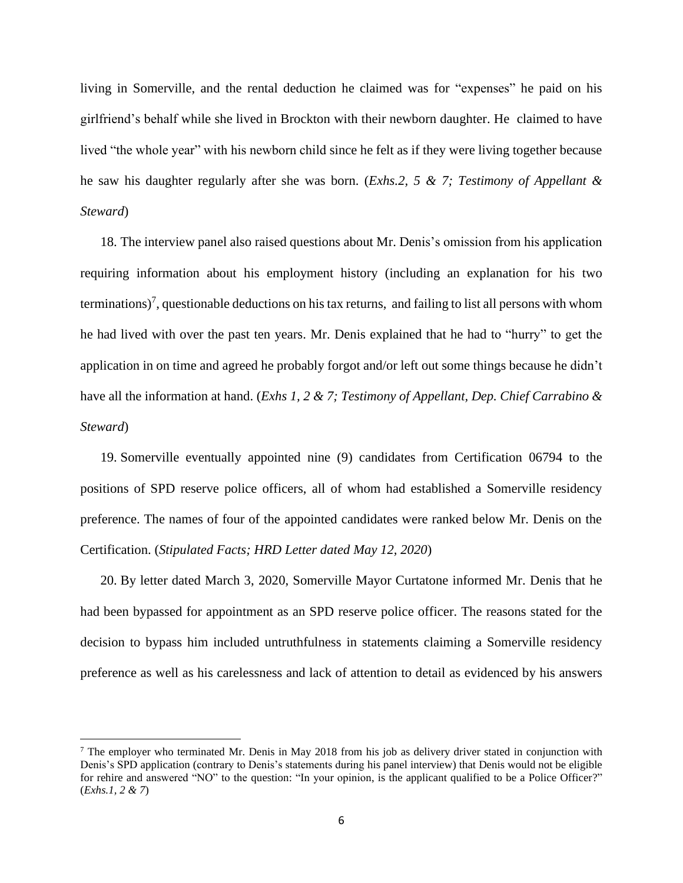living in Somerville, and the rental deduction he claimed was for "expenses" he paid on his girlfriend's behalf while she lived in Brockton with their newborn daughter. He claimed to have lived "the whole year" with his newborn child since he felt as if they were living together because he saw his daughter regularly after she was born. (*Exhs.2, 5 & 7; Testimony of Appellant & Steward*)

18. The interview panel also raised questions about Mr. Denis's omission from his application requiring information about his employment history (including an explanation for his two terminations)[7], questionable deductions on his tax returns, and failing to list all persons with whom he had lived with over the past ten years. Mr. Denis explained that he had to "hurry" to get the application in on time and agreed he probably forgot and/or left out some things because he didn't have all the information at hand. (*Exhs 1, 2 & 7; Testimony of Appellant, Dep. Chief Carrabino & Steward*)

19. Somerville eventually appointed nine (9) candidates from Certification 06794 to the positions of SPD reserve police officers, all of whom had established a Somerville residency preference. The names of four of the appointed candidates were ranked below Mr. Denis on the Certification. (*Stipulated Facts; HRD Letter dated May 12, 2020*)

20. By letter dated March 3, 2020, Somerville Mayor Curtatone informed Mr. Denis that he had been bypassed for appointment as an SPD reserve police officer. The reasons stated for the decision to bypass him included untruthfulness in statements claiming a Somerville residency preference as well as his carelessness and lack of attention to detail as evidenced by his answers

---

[7] The employer who terminated Mr. Denis in May 2018 from his job as delivery driver stated in conjunction with Denis's SPD application (contrary to Denis's statements during his panel interview) that Denis would not be eligible for rehire and answered "NO" to the question: "In your opinion, is the applicant qualified to be a Police Officer?" (*Exhs.1, 2 & 7*)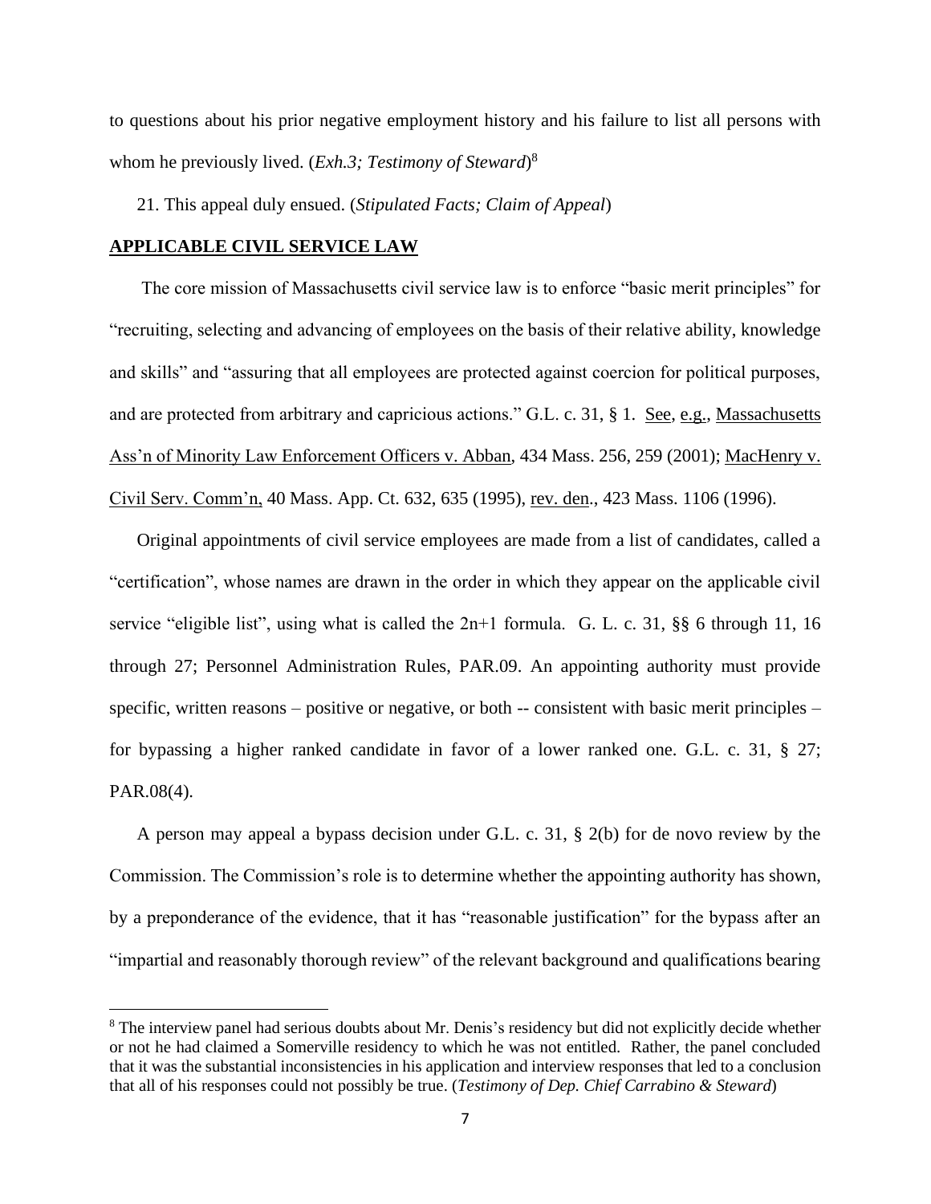to questions about his prior negative employment history and his failure to list all persons with whom he previously lived. (*Exh.3; Testimony of Steward*)[8]

21. This appeal duly ensued. (*Stipulated Facts; Claim of Appeal*)

## APPLICABLE CIVIL SERVICE LAW

The core mission of Massachusetts civil service law is to enforce "basic merit principles" for "recruiting, selecting and advancing of employees on the basis of their relative ability, knowledge and skills" and "assuring that all employees are protected against coercion for political purposes, and are protected from arbitrary and capricious actions." G.L. c. 31, § 1. See, e.g., Massachusetts Ass'n of Minority Law Enforcement Officers v. Abban, 434 Mass. 256, 259 (2001); MacHenry v. Civil Serv. Comm'n, 40 Mass. App. Ct. 632, 635 (1995), rev. den., 423 Mass. 1106 (1996).

Original appointments of civil service employees are made from a list of candidates, called a "certification", whose names are drawn in the order in which they appear on the applicable civil service "eligible list", using what is called the 2n+1 formula. G. L. c. 31, §§ 6 through 11, 16 through 27; Personnel Administration Rules, PAR.09. An appointing authority must provide specific, written reasons – positive or negative, or both -- consistent with basic merit principles – for bypassing a higher ranked candidate in favor of a lower ranked one. G.L. c. 31, § 27; PAR.08(4).

A person may appeal a bypass decision under G.L. c. 31, § 2(b) for de novo review by the Commission. The Commission's role is to determine whether the appointing authority has shown, by a preponderance of the evidence, that it has "reasonable justification" for the bypass after an "impartial and reasonably thorough review" of the relevant background and qualifications bearing

[8] The interview panel had serious doubts about Mr. Denis's residency but did not explicitly decide whether or not he had claimed a Somerville residency to which he was not entitled. Rather, the panel concluded that it was the substantial inconsistencies in his application and interview responses that led to a conclusion that all of his responses could not possibly be true. (*Testimony of Dep. Chief Carrabino & Steward*)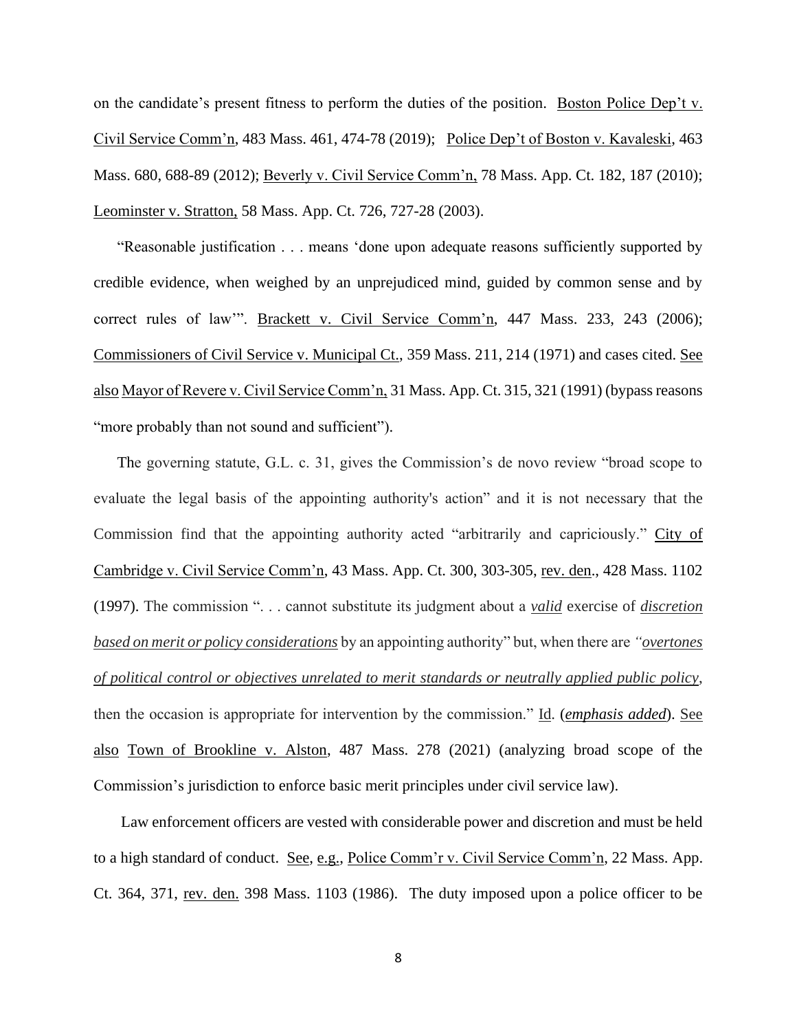on the candidate's present fitness to perform the duties of the position. Boston Police Dep't v. Civil Service Comm'n, 483 Mass. 461, 474-78 (2019); Police Dep't of Boston v. Kavaleski, 463 Mass. 680, 688-89 (2012); Beverly v. Civil Service Comm'n, 78 Mass. App. Ct. 182, 187 (2010); Leominster v. Stratton, 58 Mass. App. Ct. 726, 727-28 (2003).

"Reasonable justification . . . means 'done upon adequate reasons sufficiently supported by credible evidence, when weighed by an unprejudiced mind, guided by common sense and by correct rules of law'". Brackett v. Civil Service Comm'n, 447 Mass. 233, 243 (2006); Commissioners of Civil Service v. Municipal Ct., 359 Mass. 211, 214 (1971) and cases cited. See also Mayor of Revere v. Civil Service Comm'n, 31 Mass. App. Ct. 315, 321 (1991) (bypass reasons "more probably than not sound and sufficient").

The governing statute, G.L. c. 31, gives the Commission's de novo review "broad scope to evaluate the legal basis of the appointing authority's action" and it is not necessary that the Commission find that the appointing authority acted "arbitrarily and capriciously." City of Cambridge v. Civil Service Comm'n, 43 Mass. App. Ct. 300, 303-305, rev. den., 428 Mass. 1102 (1997). The commission ". . . cannot substitute its judgment about a ***valid*** exercise of ***discretion based on merit or policy considerations*** by an appointing authority" but, when there are *"**overtones of political control or objectives unrelated to merit standards or neutrally applied public policy***, then the occasion is appropriate for intervention by the commission." Id. (***emphasis added***). See also Town of Brookline v. Alston, 487 Mass. 278 (2021) (analyzing broad scope of the Commission's jurisdiction to enforce basic merit principles under civil service law).

Law enforcement officers are vested with considerable power and discretion and must be held to a high standard of conduct. See, e.g., Police Comm'r v. Civil Service Comm'n, 22 Mass. App. Ct. 364, 371, rev. den. 398 Mass. 1103 (1986). The duty imposed upon a police officer to be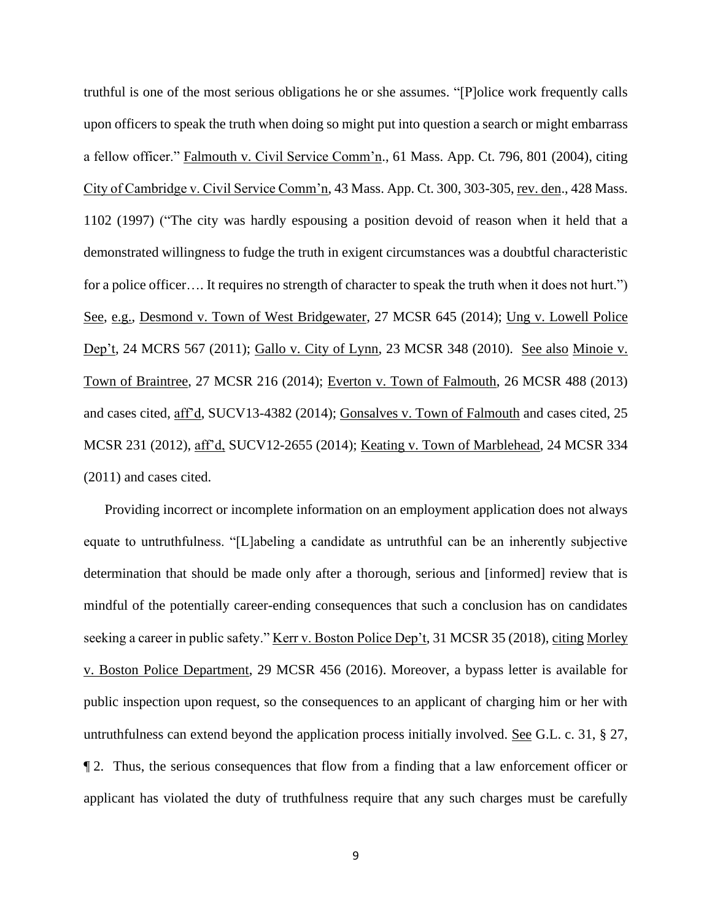truthful is one of the most serious obligations he or she assumes. "[P]olice work frequently calls upon officers to speak the truth when doing so might put into question a search or might embarrass a fellow officer." Falmouth v. Civil Service Comm'n., 61 Mass. App. Ct. 796, 801 (2004), citing City of Cambridge v. Civil Service Comm'n, 43 Mass. App. Ct. 300, 303-305, rev. den., 428 Mass. 1102 (1997) ("The city was hardly espousing a position devoid of reason when it held that a demonstrated willingness to fudge the truth in exigent circumstances was a doubtful characteristic for a police officer…. It requires no strength of character to speak the truth when it does not hurt.") See, e.g., Desmond v. Town of West Bridgewater, 27 MCSR 645 (2014); Ung v. Lowell Police Dep't, 24 MCRS 567 (2011); Gallo v. City of Lynn, 23 MCSR 348 (2010). See also Minoie v. Town of Braintree, 27 MCSR 216 (2014); Everton v. Town of Falmouth, 26 MCSR 488 (2013) and cases cited, aff'd, SUCV13-4382 (2014); Gonsalves v. Town of Falmouth and cases cited, 25 MCSR 231 (2012), aff'd, SUCV12-2655 (2014); Keating v. Town of Marblehead, 24 MCSR 334 (2011) and cases cited.

Providing incorrect or incomplete information on an employment application does not always equate to untruthfulness. "[L]abeling a candidate as untruthful can be an inherently subjective determination that should be made only after a thorough, serious and [informed] review that is mindful of the potentially career-ending consequences that such a conclusion has on candidates seeking a career in public safety." Kerr v. Boston Police Dep't, 31 MCSR 35 (2018), citing Morley v. Boston Police Department, 29 MCSR 456 (2016). Moreover, a bypass letter is available for public inspection upon request, so the consequences to an applicant of charging him or her with untruthfulness can extend beyond the application process initially involved. See G.L. c. 31, § 27, ¶ 2. Thus, the serious consequences that flow from a finding that a law enforcement officer or applicant has violated the duty of truthfulness require that any such charges must be carefully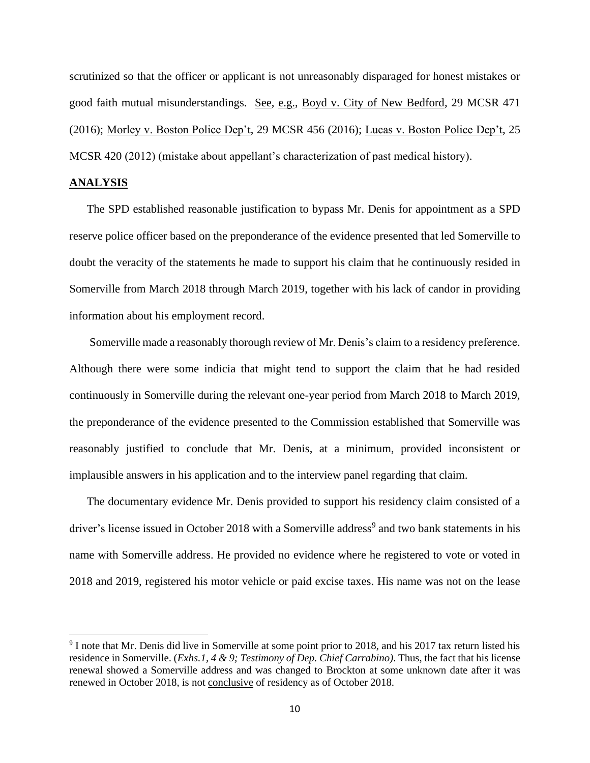scrutinized so that the officer or applicant is not unreasonably disparaged for honest mistakes or good faith mutual misunderstandings. See, e.g., Boyd v. City of New Bedford, 29 MCSR 471 (2016); Morley v. Boston Police Dep't, 29 MCSR 456 (2016); Lucas v. Boston Police Dep't, 25 MCSR 420 (2012) (mistake about appellant's characterization of past medical history).

## ANALYSIS

The SPD established reasonable justification to bypass Mr. Denis for appointment as a SPD reserve police officer based on the preponderance of the evidence presented that led Somerville to doubt the veracity of the statements he made to support his claim that he continuously resided in Somerville from March 2018 through March 2019, together with his lack of candor in providing information about his employment record.

Somerville made a reasonably thorough review of Mr. Denis's claim to a residency preference. Although there were some indicia that might tend to support the claim that he had resided continuously in Somerville during the relevant one-year period from March 2018 to March 2019, the preponderance of the evidence presented to the Commission established that Somerville was reasonably justified to conclude that Mr. Denis, at a minimum, provided inconsistent or implausible answers in his application and to the interview panel regarding that claim.

The documentary evidence Mr. Denis provided to support his residency claim consisted of a driver's license issued in October 2018 with a Somerville address[9] and two bank statements in his name with Somerville address. He provided no evidence where he registered to vote or voted in 2018 and 2019, registered his motor vehicle or paid excise taxes. His name was not on the lease

[9] I note that Mr. Denis did live in Somerville at some point prior to 2018, and his 2017 tax return listed his residence in Somerville. (*Exhs.1, 4 & 9; Testimony of Dep. Chief Carrabino)*. Thus, the fact that his license renewal showed a Somerville address and was changed to Brockton at some unknown date after it was renewed in October 2018, is not conclusive of residency as of October 2018.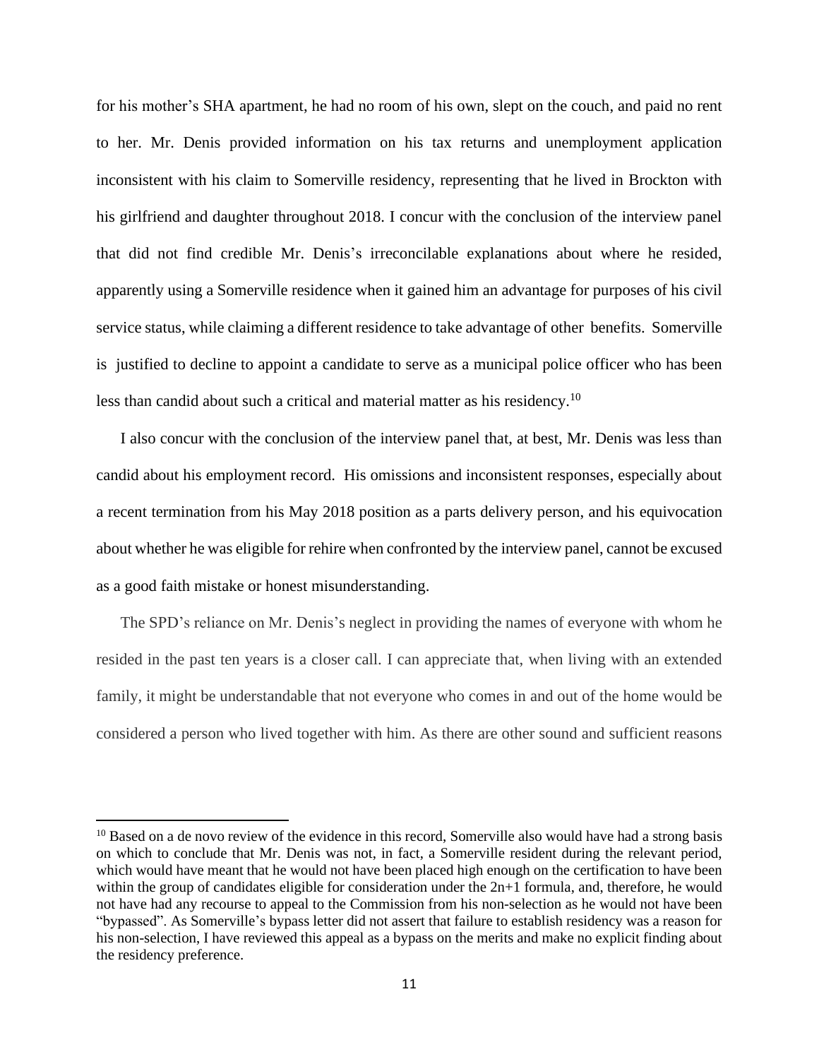for his mother's SHA apartment, he had no room of his own, slept on the couch, and paid no rent to her. Mr. Denis provided information on his tax returns and unemployment application inconsistent with his claim to Somerville residency, representing that he lived in Brockton with his girlfriend and daughter throughout 2018. I concur with the conclusion of the interview panel that did not find credible Mr. Denis's irreconcilable explanations about where he resided, apparently using a Somerville residence when it gained him an advantage for purposes of his civil service status, while claiming a different residence to take advantage of other benefits. Somerville is justified to decline to appoint a candidate to serve as a municipal police officer who has been less than candid about such a critical and material matter as his residency.[10]

I also concur with the conclusion of the interview panel that, at best, Mr. Denis was less than candid about his employment record. His omissions and inconsistent responses, especially about a recent termination from his May 2018 position as a parts delivery person, and his equivocation about whether he was eligible for rehire when confronted by the interview panel, cannot be excused as a good faith mistake or honest misunderstanding.

The SPD's reliance on Mr. Denis's neglect in providing the names of everyone with whom he resided in the past ten years is a closer call. I can appreciate that, when living with an extended family, it might be understandable that not everyone who comes in and out of the home would be considered a person who lived together with him. As there are other sound and sufficient reasons

---

[10] Based on a de novo review of the evidence in this record, Somerville also would have had a strong basis on which to conclude that Mr. Denis was not, in fact, a Somerville resident during the relevant period, which would have meant that he would not have been placed high enough on the certification to have been within the group of candidates eligible for consideration under the 2n+1 formula, and, therefore, he would not have had any recourse to appeal to the Commission from his non-selection as he would not have been "bypassed". As Somerville's bypass letter did not assert that failure to establish residency was a reason for his non-selection, I have reviewed this appeal as a bypass on the merits and make no explicit finding about the residency preference.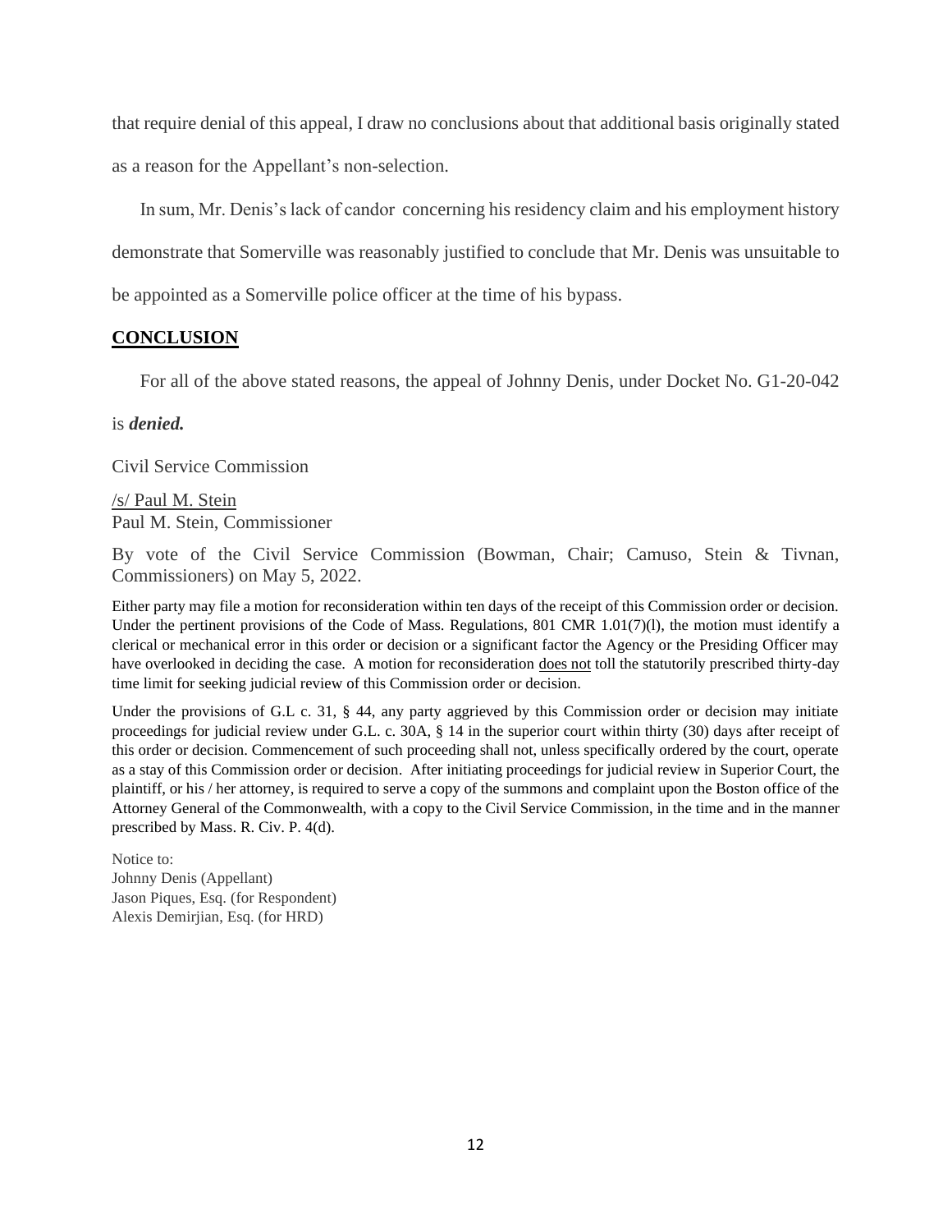that require denial of this appeal, I draw no conclusions about that additional basis originally stated as a reason for the Appellant's non-selection.

In sum, Mr. Denis's lack of candor concerning his residency claim and his employment history demonstrate that Somerville was reasonably justified to conclude that Mr. Denis was unsuitable to be appointed as a Somerville police officer at the time of his bypass.

## CONCLUSION

For all of the above stated reasons, the appeal of Johnny Denis, under Docket No. G1-20-042 is ***denied.***

Civil Service Commission

/s/ Paul M. Stein
Paul M. Stein, Commissioner

By vote of the Civil Service Commission (Bowman, Chair; Camuso, Stein & Tivnan, Commissioners) on May 5, 2022.

Either party may file a motion for reconsideration within ten days of the receipt of this Commission order or decision. Under the pertinent provisions of the Code of Mass. Regulations, 801 CMR 1.01(7)(l), the motion must identify a clerical or mechanical error in this order or decision or a significant factor the Agency or the Presiding Officer may have overlooked in deciding the case. A motion for reconsideration does not toll the statutorily prescribed thirty-day time limit for seeking judicial review of this Commission order or decision.

Under the provisions of G.L c. 31, § 44, any party aggrieved by this Commission order or decision may initiate proceedings for judicial review under G.L. c. 30A, § 14 in the superior court within thirty (30) days after receipt of this order or decision. Commencement of such proceeding shall not, unless specifically ordered by the court, operate as a stay of this Commission order or decision. After initiating proceedings for judicial review in Superior Court, the plaintiff, or his / her attorney, is required to serve a copy of the summons and complaint upon the Boston office of the Attorney General of the Commonwealth, with a copy to the Civil Service Commission, in the time and in the manner prescribed by Mass. R. Civ. P. 4(d).

Notice to:
Johnny Denis (Appellant)
Jason Piques, Esq. (for Respondent)
Alexis Demirjian, Esq. (for HRD)